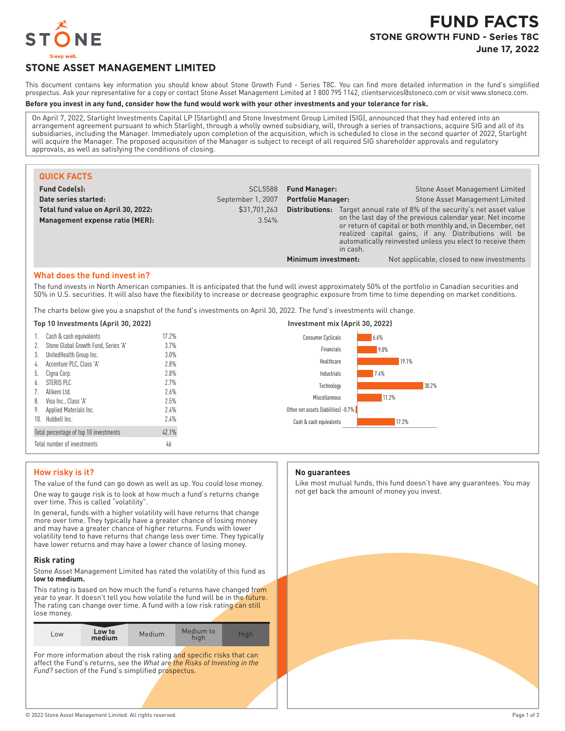STONE

Sleep well.

# FUND FACTS

**STONE GROWTH FUND - Series T8C**

**June 17, 2022**

## STONE ASSET MANAGEMENT LIMITED

This document contains key information you should know about Stone Growth Fund - Series T8C. You can find more detailed information in the fund's simplified prospectus. Ask your representative for a copy or contact Stone Asset Management Limited at 1 800 795 1142, clientservices@stoneco.com or visit www.stoneco.com.

**Before you invest in any fund, consider how the fund would work with your other investments and your tolerance for risk.**

On April 7, 2022, Starlight Investments Capital LP (Starlight) and Stone Investment Group Limited (SIG), announced that they had entered into an arrangement agreement pursuant to which Starlight, through a wholly owned subsidiary, will, through a series of transactions, acquire SIG and all of its subsidiaries, including the Manager. Immediately upon completion of the acquisition, which is scheduled to close in the second quarter of 2022, Starlight will acquire the Manager. The proposed acquisition of the Manager is subject to receipt of all required SIG shareholder approvals and regulatory approvals, as well as satisfying the conditions of closing.

### QUICK FACTS

| | | | |
|---|---|---|---|
| **Fund Code(s):** | SCL5588 | **Fund Manager:** | Stone Asset Management Limited |
| **Date series started:** | September 1, 2007 | **Portfolio Manager:** | Stone Asset Management Limited |
| **Total fund value on April 30, 2022:** | $31,701,263 | **Distributions:** | Target annual rate of 8% of the security's net asset value on the last day of the previous calendar year. Net income or return of capital or both monthly and, in December, net realized capital gains, if any. Distributions will be automatically reinvested unless you elect to receive them in cash. |
| **Management expense ratio (MER):** | 3.54% | **Minimum investment:** | Not applicable, closed to new investments |

### What does the fund invest in?

The fund invests in North American companies. It is anticipated that the fund will invest approximately 50% of the portfolio in Canadian securities and 50% in U.S. securities. It will also have the flexibility to increase or decrease geographic exposure from time to time depending on market conditions.

The charts below give you a snapshot of the fund's investments on April 30, 2022. The fund's investments will change.

**Top 10 Investments (April 30, 2022)**

| | | |
|---|---|---|
| 1. | Cash & cash equivalents | 17.2% |
| 2. | Stone Global Growth Fund, Series 'A' | 3.7% |
| 3. | UnitedHealth Group Inc. | 3.0% |
| 4. | Accenture PLC, Class 'A' | 2.8% |
| 5. | Cigna Corp. | 2.8% |
| 6. | STERIS PLC | 2.7% |
| 7. | Allkem Ltd. | 2.6% |
| 8. | Visa Inc., Class 'A' | 2.5% |
| 9. | Applied Materials Inc. | 2.4% |
| 10. | Hubbell Inc. | 2.4% |
| | Total percentage of top 10 investments | 42.1% |
| | Total number of investments | 46 |

**Investment mix (April 30, 2022)**

| Sector | % |
|---|---|
| Consumer Cyclicals | 6.6% |
| Financials | 9.0% |
| Healthcare | 19.1% |
| Industrials | 7.4% |
| Technology | 30.2% |
| Miscellaneous | 11.2% |
| Other net assets (liabilities) | -0.7% |
| Cash & cash equivalents | 17.2% |

### How risky is it?

The value of the fund can go down as well as up. You could lose money.

One way to gauge risk is to look at how much a fund's returns change over time. This is called "volatility".

In general, funds with a higher volatility will have returns that change more over time. They typically have a greater chance of losing money and may have a greater chance of higher returns. Funds with lower volatility tend to have returns that change less over time. They typically have lower returns and may have a lower chance of losing money.

#### Risk rating

Stone Asset Management Limited has rated the volatility of this fund as **low to medium.**

This rating is based on how much the fund's returns have changed from year to year. It doesn't tell you how volatile the fund will be in the future. The rating can change over time. A fund with a low risk rating can still lose money.

| Low | **Low to medium** | Medium | Medium to high | High |
|---|---|---|---|---|

For more information about the risk rating and specific risks that can affect the Fund's returns, see the *What are the Risks of Investing in the Fund?* section of the Fund's simplified prospectus.

### No guarantees

Like most mutual funds, this fund doesn't have any guarantees. You may not get back the amount of money you invest.

© 2022 Stone Asset Management Limited. All rights reserved.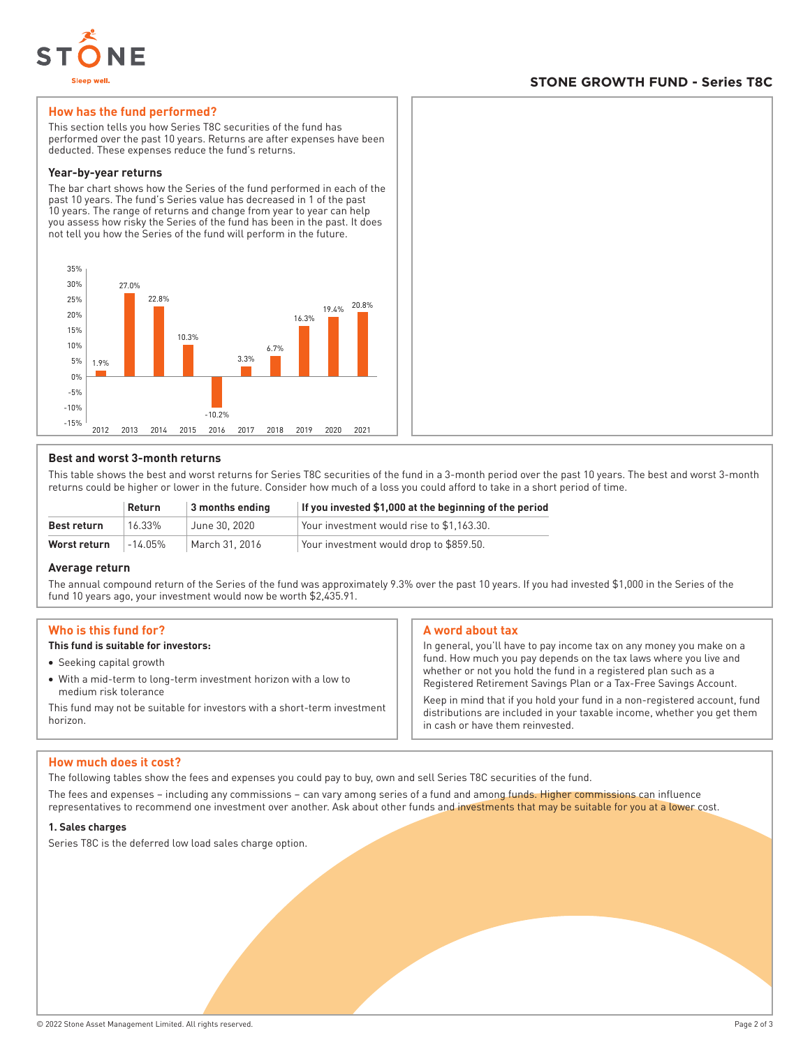## STONE GROWTH FUND - Series T8C

### How has the fund performed?

This section tells you how Series T8C securities of the fund has performed over the past 10 years. Returns are after expenses have been deducted. These expenses reduce the fund's returns.

#### Year-by-year returns

The bar chart shows how the Series of the fund performed in each of the past 10 years. The fund's Series value has decreased in 1 of the past 10 years. The range of returns and change from year to year can help you assess how risky the Series of the fund has been in the past. It does not tell you how the Series of the fund will perform in the future.

| Year | Return |
|---|---|
| 2012 | 1.9% |
| 2013 | 27.0% |
| 2014 | 22.8% |
| 2015 | 10.3% |
| 2016 | -10.2% |
| 2017 | 3.3% |
| 2018 | 6.7% |
| 2019 | 16.3% |
| 2020 | 19.4% |
| 2021 | 20.8% |

#### Best and worst 3-month returns

This table shows the best and worst returns for Series T8C securities of the fund in a 3-month period over the past 10 years. The best and worst 3-month returns could be higher or lower in the future. Consider how much of a loss you could afford to take in a short period of time.

| | Return | 3 months ending | If you invested $1,000 at the beginning of the period |
|---|---|---|---|
| **Best return** | 16.33% | June 30, 2020 | Your investment would rise to $1,163.30. |
| **Worst return** | -14.05% | March 31, 2016 | Your investment would drop to $859.50. |

#### Average return

The annual compound return of the Series of the fund was approximately 9.3% over the past 10 years. If you had invested $1,000 in the Series of the fund 10 years ago, your investment would now be worth $2,435.91.

### Who is this fund for?

**This fund is suitable for investors:**

- Seeking capital growth
- With a mid-term to long-term investment horizon with a low to medium risk tolerance

This fund may not be suitable for investors with a short-term investment horizon.

### A word about tax

In general, you'll have to pay income tax on any money you make on a fund. How much you pay depends on the tax laws where you live and whether or not you hold the fund in a registered plan such as a Registered Retirement Savings Plan or a Tax-Free Savings Account.

Keep in mind that if you hold your fund in a non-registered account, fund distributions are included in your taxable income, whether you get them in cash or have them reinvested.

### How much does it cost?

The following tables show the fees and expenses you could pay to buy, own and sell Series T8C securities of the fund.

The fees and expenses – including any commissions – can vary among series of a fund and among funds. Higher commissions can influence representatives to recommend one investment over another. Ask about other funds and investments that may be suitable for you at a lower cost.

#### 1. Sales charges

Series T8C is the deferred low load sales charge option.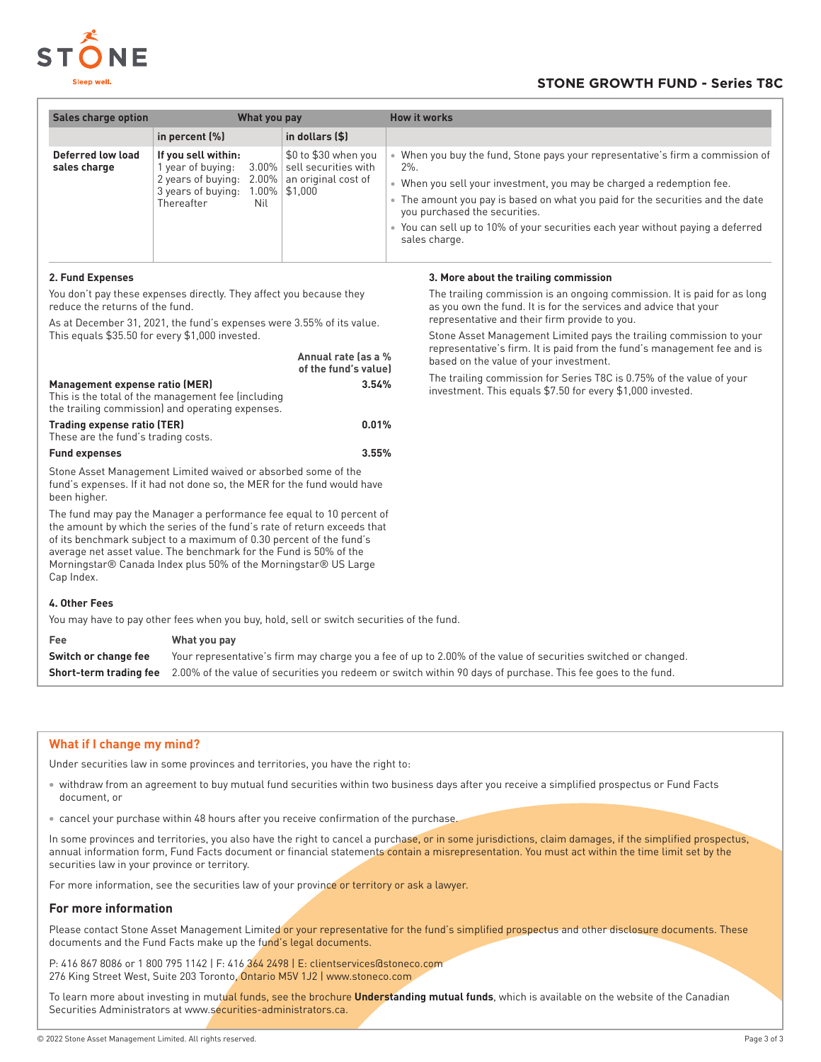STONE

Sleep well.

## STONE GROWTH FUND - Series T8C

| Sales charge option | What you pay | | How it works |
|---|---|---|---|
| | in percent (%) | in dollars ($) | |
| Deferred low load sales charge | **If you sell within:** 1 year of buying: 3.00% 2 years of buying: 2.00% 3 years of buying: 1.00% Thereafter Nil | $0 to $30 when you sell securities with an original cost of $1,000 | • When you buy the fund, Stone pays your representative's firm a commission of 2%. • When you sell your investment, you may be charged a redemption fee. • The amount you pay is based on what you paid for the securities and the date you purchased the securities. • You can sell up to 10% of your securities each year without paying a deferred sales charge. |

### 2. Fund Expenses

You don't pay these expenses directly. They affect you because they reduce the returns of the fund.

As at December 31, 2021, the fund's expenses were 3.55% of its value. This equals $35.50 for every $1,000 invested.

| | Annual rate (as a % of the fund's value) |
|---|---|
| **Management expense ratio (MER)** This is the total of the management fee (including the trailing commission) and operating expenses. | **3.54%** |
| **Trading expense ratio (TER)** These are the fund's trading costs. | **0.01%** |
| **Fund expenses** | **3.55%** |

Stone Asset Management Limited waived or absorbed some of the fund's expenses. If it had not done so, the MER for the fund would have been higher.

The fund may pay the Manager a performance fee equal to 10 percent of the amount by which the series of the fund's rate of return exceeds that of its benchmark subject to a maximum of 0.30 percent of the fund's average net asset value. The benchmark for the Fund is 50% of the Morningstar® Canada Index plus 50% of the Morningstar® US Large Cap Index.

### 3. More about the trailing commission

The trailing commission is an ongoing commission. It is paid for as long as you own the fund. It is for the services and advice that your representative and their firm provide to you.

Stone Asset Management Limited pays the trailing commission to your representative's firm. It is paid from the fund's management fee and is based on the value of your investment.

The trailing commission for Series T8C is 0.75% of the value of your investment. This equals $7.50 for every $1,000 invested.

### 4. Other Fees

You may have to pay other fees when you buy, hold, sell or switch securities of the fund.

| Fee | What you pay |
|---|---|
| **Switch or change fee** | Your representative's firm may charge you a fee of up to 2.00% of the value of securities switched or changed. |
| **Short-term trading fee** | 2.00% of the value of securities you redeem or switch within 90 days of purchase. This fee goes to the fund. |

## What if I change my mind?

Under securities law in some provinces and territories, you have the right to:

- withdraw from an agreement to buy mutual fund securities within two business days after you receive a simplified prospectus or Fund Facts document, or
- cancel your purchase within 48 hours after you receive confirmation of the purchase.

In some provinces and territories, you also have the right to cancel a purchase, or in some jurisdictions, claim damages, if the simplified prospectus, annual information form, Fund Facts document or financial statements contain a misrepresentation. You must act within the time limit set by the securities law in your province or territory.

For more information, see the securities law of your province or territory or ask a lawyer.

## For more information

Please contact Stone Asset Management Limited or your representative for the fund's simplified prospectus and other disclosure documents. These documents and the Fund Facts make up the fund's legal documents.

P: 416 867 8086 or 1 800 795 1142 | F: 416 364 2498 | E: clientservices@stoneco.com
276 King Street West, Suite 203 Toronto, Ontario M5V 1J2 | www.stoneco.com

To learn more about investing in mutual funds, see the brochure **Understanding mutual funds**, which is available on the website of the Canadian Securities Administrators at www.securities-administrators.ca.

© 2022 Stone Asset Management Limited. All rights reserved.